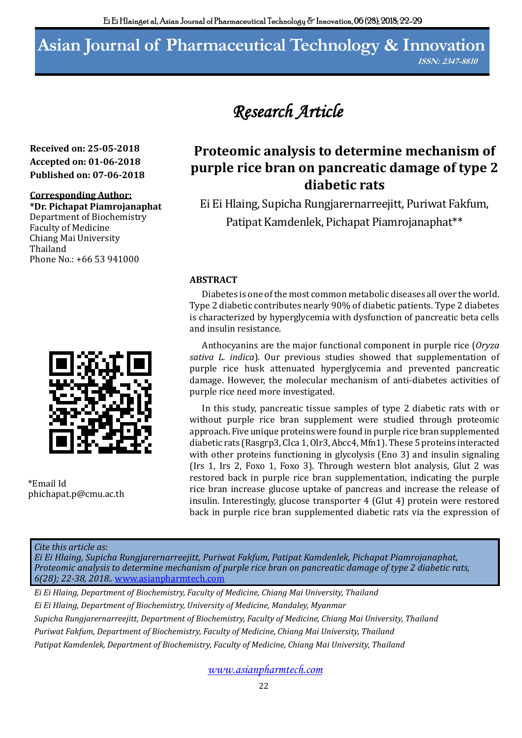# Asian Journal of Pharmaceutical Technology & Innovation

**ISSN: 2347-8810**

*Research Article*

**Received on: 25-05-2018**
**Accepted on: 01-06-2018**
**Published on: 07-06-2018**

**Corresponding Author:**

**\*Dr. Pichapat Piamrojanaphat**
Department of Biochemistry
Faculty of Medicine
Chiang Mai University
Thailand
Phone No.: +66 53 941000

\*Email Id
phichapat.p@cmu.ac.th

## Proteomic analysis to determine mechanism of purple rice bran on pancreatic damage of type 2 diabetic rats

Ei Ei Hlaing, Supicha Rungjarernarreejitt, Puriwat Fakfum, Patipat Kamdenlek, Pichapat Piamrojanaphat\*\*

### ABSTRACT

Diabetes is one of the most common metabolic diseases all over the world. Type 2 diabetic contributes nearly 90% of diabetic patients. Type 2 diabetes is characterized by hyperglycemia with dysfunction of pancreatic beta cells and insulin resistance.

Anthocyanins are the major functional component in purple rice (*Oryza sativa L. indica*). Our previous studies showed that supplementation of purple rice husk attenuated hyperglycemia and prevented pancreatic damage. However, the molecular mechanism of anti-diabetes activities of purple rice need more investigated.

In this study, pancreatic tissue samples of type 2 diabetic rats with or without purple rice bran supplement were studied through proteomic approach. Five unique proteins were found in purple rice bran supplemented diabetic rats (Rasgrp3, Clca 1, Olr3, Abcc4, Mfn1). These 5 proteins interacted with other proteins functioning in glycolysis (Eno 3) and insulin signaling (Irs 1, Irs 2, Foxo 1, Foxo 3). Through western blot analysis, Glut 2 was restored back in purple rice bran supplementation, indicating the purple rice bran increase glucose uptake of pancreas and increase the release of insulin. Interestingly, glucose transporter 4 (Glut 4) protein were restored back in purple rice bran supplemented diabetic rats via the expression of

*Cite this article as:*
*Ei Ei Hlaing, Supicha Rungjarernarreejitt, Puriwat Fakfum, Patipat Kamdenlek, Pichapat Piamrojanaphat, Proteomic analysis to determine mechanism of purple rice bran on pancreatic damage of type 2 diabetic rats, 6(28); 22-38, 2018..* www.asianpharmtech.com

*Ei Ei Hlaing, Department of Biochemistry, Faculty of Medicine, Chiang Mai University, Thailand*
*Ei Ei Hlaing, Department of Biochemistry, University of Medicine, Mandaley, Myanmar*
*Supicha Rungjarernarreejitt, Department of Biochemistry, Faculty of Medicine, Chiang Mai University, Thailand*
*Puriwat Fakfum, Department of Biochemistry, Faculty of Medicine, Chiang Mai University, Thailand*
*Patipat Kamdenlek, Department of Biochemistry, Faculty of Medicine, Chiang Mai University, Thailand*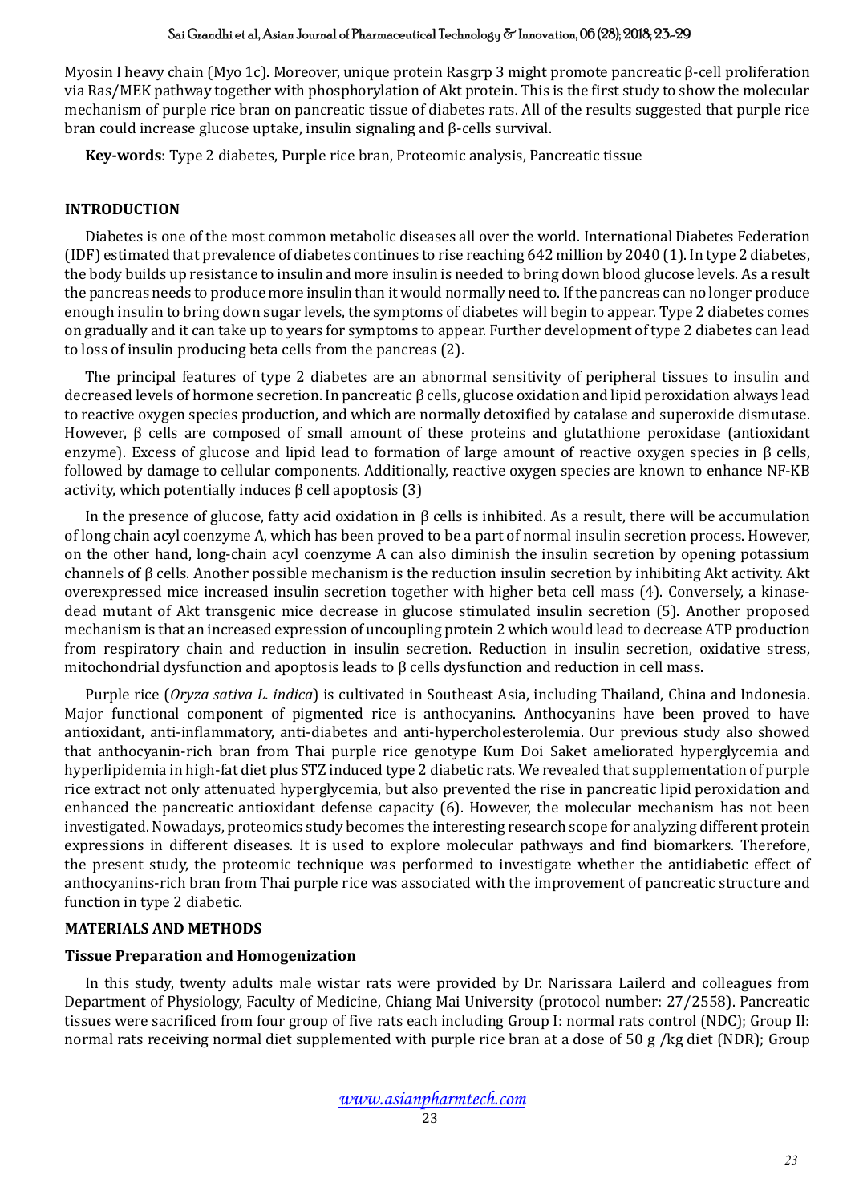Myosin I heavy chain (Myo 1c). Moreover, unique protein Rasgrp 3 might promote pancreatic β-cell proliferation via Ras/MEK pathway together with phosphorylation of Akt protein. This is the first study to show the molecular mechanism of purple rice bran on pancreatic tissue of diabetes rats. All of the results suggested that purple rice bran could increase glucose uptake, insulin signaling and β-cells survival.

**Key-words**: Type 2 diabetes, Purple rice bran, Proteomic analysis, Pancreatic tissue

## INTRODUCTION

Diabetes is one of the most common metabolic diseases all over the world. International Diabetes Federation (IDF) estimated that prevalence of diabetes continues to rise reaching 642 million by 2040 (1). In type 2 diabetes, the body builds up resistance to insulin and more insulin is needed to bring down blood glucose levels. As a result the pancreas needs to produce more insulin than it would normally need to. If the pancreas can no longer produce enough insulin to bring down sugar levels, the symptoms of diabetes will begin to appear. Type 2 diabetes comes on gradually and it can take up to years for symptoms to appear. Further development of type 2 diabetes can lead to loss of insulin producing beta cells from the pancreas (2).

The principal features of type 2 diabetes are an abnormal sensitivity of peripheral tissues to insulin and decreased levels of hormone secretion. In pancreatic β cells, glucose oxidation and lipid peroxidation always lead to reactive oxygen species production, and which are normally detoxified by catalase and superoxide dismutase. However, β cells are composed of small amount of these proteins and glutathione peroxidase (antioxidant enzyme). Excess of glucose and lipid lead to formation of large amount of reactive oxygen species in β cells, followed by damage to cellular components. Additionally, reactive oxygen species are known to enhance NF-KB activity, which potentially induces β cell apoptosis (3)

In the presence of glucose, fatty acid oxidation in β cells is inhibited. As a result, there will be accumulation of long chain acyl coenzyme A, which has been proved to be a part of normal insulin secretion process. However, on the other hand, long-chain acyl coenzyme A can also diminish the insulin secretion by opening potassium channels of β cells. Another possible mechanism is the reduction insulin secretion by inhibiting Akt activity. Akt overexpressed mice increased insulin secretion together with higher beta cell mass (4). Conversely, a kinase-dead mutant of Akt transgenic mice decrease in glucose stimulated insulin secretion (5). Another proposed mechanism is that an increased expression of uncoupling protein 2 which would lead to decrease ATP production from respiratory chain and reduction in insulin secretion. Reduction in insulin secretion, oxidative stress, mitochondrial dysfunction and apoptosis leads to β cells dysfunction and reduction in cell mass.

Purple rice (*Oryza sativa L. indica*) is cultivated in Southeast Asia, including Thailand, China and Indonesia. Major functional component of pigmented rice is anthocyanins. Anthocyanins have been proved to have antioxidant, anti-inflammatory, anti-diabetes and anti-hypercholesterolemia. Our previous study also showed that anthocyanin-rich bran from Thai purple rice genotype Kum Doi Saket ameliorated hyperglycemia and hyperlipidemia in high-fat diet plus STZ induced type 2 diabetic rats. We revealed that supplementation of purple rice extract not only attenuated hyperglycemia, but also prevented the rise in pancreatic lipid peroxidation and enhanced the pancreatic antioxidant defense capacity (6). However, the molecular mechanism has not been investigated. Nowadays, proteomics study becomes the interesting research scope for analyzing different protein expressions in different diseases. It is used to explore molecular pathways and find biomarkers. Therefore, the present study, the proteomic technique was performed to investigate whether the antidiabetic effect of anthocyanins-rich bran from Thai purple rice was associated with the improvement of pancreatic structure and function in type 2 diabetic.

## MATERIALS AND METHODS

### Tissue Preparation and Homogenization

In this study, twenty adults male wistar rats were provided by Dr. Narissara Lailerd and colleagues from Department of Physiology, Faculty of Medicine, Chiang Mai University (protocol number: 27/2558). Pancreatic tissues were sacrificed from four group of five rats each including Group I: normal rats control (NDC); Group II: normal rats receiving normal diet supplemented with purple rice bran at a dose of 50 g /kg diet (NDR); Group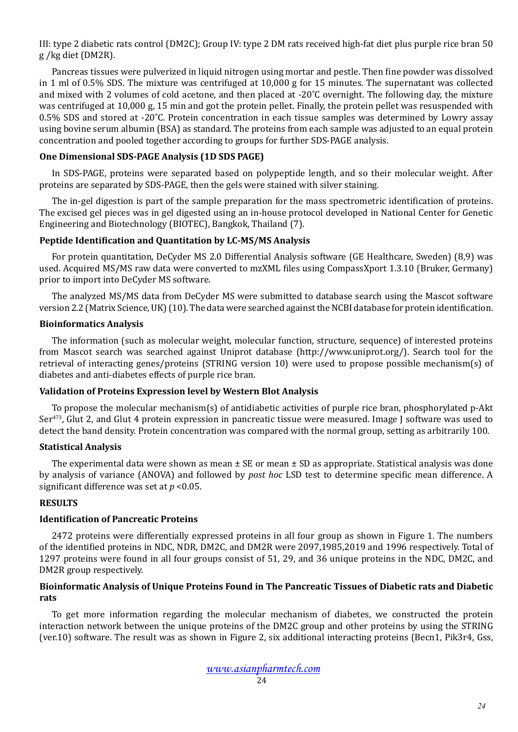III: type 2 diabetic rats control (DM2C); Group IV: type 2 DM rats received high-fat diet plus purple rice bran 50 g /kg diet (DM2R).

Pancreas tissues were pulverized in liquid nitrogen using mortar and pestle. Then fine powder was dissolved in 1 ml of 0.5% SDS. The mixture was centrifuged at 10,000 g for 15 minutes. The supernatant was collected and mixed with 2 volumes of cold acetone, and then placed at -20˚C overnight. The following day, the mixture was centrifuged at 10,000 g, 15 min and got the protein pellet. Finally, the protein pellet was resuspended with 0.5% SDS and stored at -20˚C. Protein concentration in each tissue samples was determined by Lowry assay using bovine serum albumin (BSA) as standard. The proteins from each sample was adjusted to an equal protein concentration and pooled together according to groups for further SDS-PAGE analysis.

### One Dimensional SDS-PAGE Analysis (1D SDS PAGE)

In SDS-PAGE, proteins were separated based on polypeptide length, and so their molecular weight. After proteins are separated by SDS-PAGE, then the gels were stained with silver staining.

The in-gel digestion is part of the sample preparation for the mass spectrometric identification of proteins. The excised gel pieces was in gel digested using an in-house protocol developed in National Center for Genetic Engineering and Biotechnology (BIOTEC), Bangkok, Thailand (7).

### Peptide Identification and Quantitation by LC-MS/MS Analysis

For protein quantitation, DeCyder MS 2.0 Differential Analysis software (GE Healthcare, Sweden) (8,9) was used. Acquired MS/MS raw data were converted to mzXML files using CompassXport 1.3.10 (Bruker, Germany) prior to import into DeCyder MS software.

The analyzed MS/MS data from DeCyder MS were submitted to database search using the Mascot software version 2.2 (Matrix Science, UK) (10). The data were searched against the NCBI database for protein identification.

### Bioinformatics Analysis

The information (such as molecular weight, molecular function, structure, sequence) of interested proteins from Mascot search was searched against Uniprot database (http://www.uniprot.org/). Search tool for the retrieval of interacting genes/proteins (STRING version 10) were used to propose possible mechanism(s) of diabetes and anti-diabetes effects of purple rice bran.

### Validation of Proteins Expression level by Western Blot Analysis

To propose the molecular mechanism(s) of antidiabetic activities of purple rice bran, phosphorylated p-Akt $Ser^{473}$, Glut 2, and Glut 4 protein expression in pancreatic tissue were measured. Image J software was used to detect the band density. Protein concentration was compared with the normal group, setting as arbitrarily 100.

### Statistical Analysis

The experimental data were shown as mean ± SE or mean ± SD as appropriate. Statistical analysis was done by analysis of variance (ANOVA) and followed by *post hoc* LSD test to determine specific mean difference. A significant difference was set at $p < 0.05$.

## RESULTS

### Identification of Pancreatic Proteins

2472 proteins were differentially expressed proteins in all four group as shown in Figure 1. The numbers of the identified proteins in NDC, NDR, DM2C, and DM2R were 2097,1985,2019 and 1996 respectively. Total of 1297 proteins were found in all four groups consist of 51, 29, and 36 unique proteins in the NDC, DM2C, and DM2R group respectively.

### Bioinformatic Analysis of Unique Proteins Found in The Pancreatic Tissues of Diabetic rats and Diabetic rats

To get more information regarding the molecular mechanism of diabetes, we constructed the protein interaction network between the unique proteins of the DM2C group and other proteins by using the STRING (ver.10) software. The result was as shown in Figure 2, six additional interacting proteins (Becn1, Pik3r4, Gss,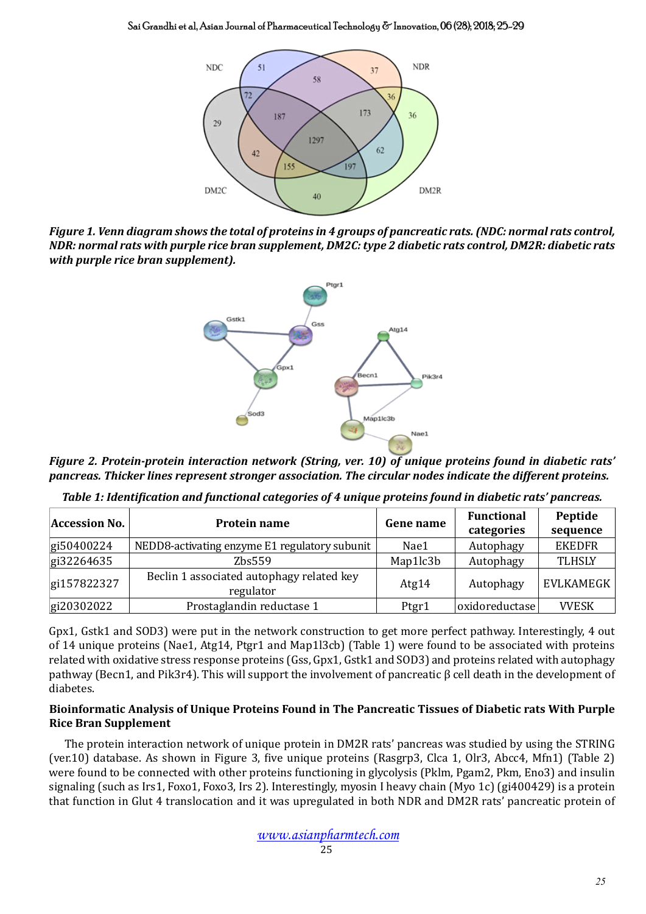NDC

NDR

DM2C

DM2R

51

37

58

72

36

29

187

173

36

1297

42

62

155

197

40

*Figure 1. Venn diagram shows the total of proteins in 4 groups of pancreatic rats. (NDC: normal rats control, NDR: normal rats with purple rice bran supplement, DM2C: type 2 diabetic rats control, DM2R: diabetic rats with purple rice bran supplement).*

Ptgr1

Gstk1

Gss

Atg14

Gpx1

Becn1

Pik3r4

Sod3

Map1lc3b

Nae1

*Figure 2. Protein-protein interaction network (String, ver. 10) of unique proteins found in diabetic rats' pancreas. Thicker lines represent stronger association. The circular nodes indicate the different proteins.*

*Table 1: Identification and functional categories of 4 unique proteins found in diabetic rats' pancreas.*

| Accession No. | Protein name | Gene name | Functional categories | Peptide sequence |
|---|---|---|---|---|
| gi50400224 | NEDD8-activating enzyme E1 regulatory subunit | Nae1 | Autophagy | EKEDFR |
| gi32264635 | Zbs559 | Map1lc3b | Autophagy | TLHSLY |
| gi157822327 | Beclin 1 associated autophagy related key regulator | Atg14 | Autophagy | EVLKAMEGK |
| gi20302022 | Prostaglandin reductase 1 | Ptgr1 | oxidoreductase | VVESK |

Gpx1, Gstk1 and SOD3) were put in the network construction to get more perfect pathway. Interestingly, 4 out of 14 unique proteins (Nae1, Atg14, Ptgr1 and Map1l3cb) (Table 1) were found to be associated with proteins related with oxidative stress response proteins (Gss, Gpx1, Gstk1 and SOD3) and proteins related with autophagy pathway (Becn1, and Pik3r4). This will support the involvement of pancreatic β cell death in the development of diabetes.

**Bioinformatic Analysis of Unique Proteins Found in The Pancreatic Tissues of Diabetic rats With Purple Rice Bran Supplement**

The protein interaction network of unique protein in DM2R rats' pancreas was studied by using the STRING (ver.10) database. As shown in Figure 3, five unique proteins (Rasgrp3, Clca 1, Olr3, Abcc4, Mfn1) (Table 2) were found to be connected with other proteins functioning in glycolysis (Pklm, Pgam2, Pkm, Eno3) and insulin signaling (such as Irs1, Foxo1, Foxo3, Irs 2). Interestingly, myosin I heavy chain (Myo 1c) (gi400429) is a protein that function in Glut 4 translocation and it was upregulated in both NDR and DM2R rats' pancreatic protein of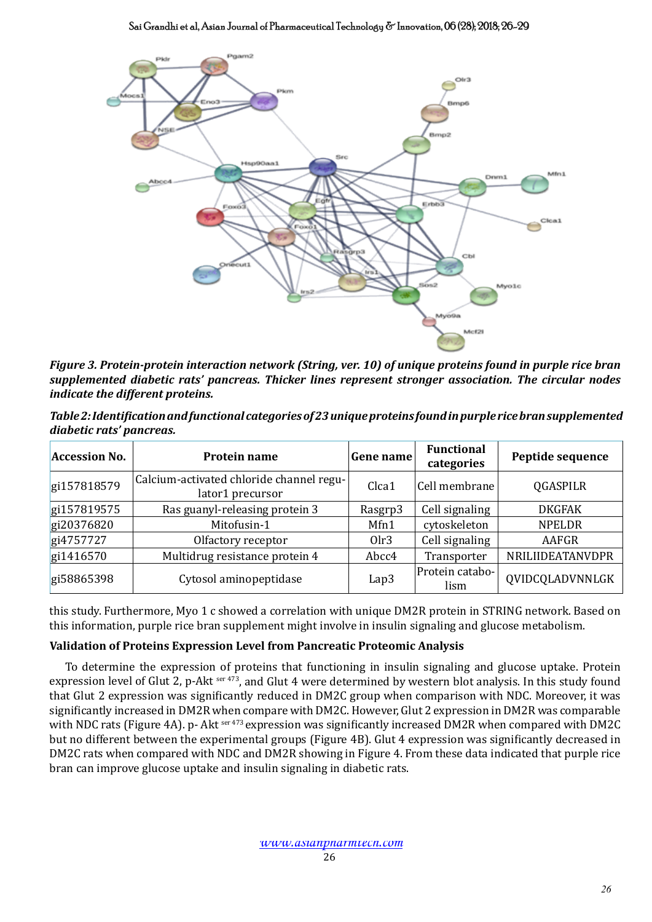Pklr
Pgam2
Mocs1
Eno3
Pkm
NSE
Olr3
Bmp6
Bmp2
Src
Hsp90aa1
Abcc4
Dnm1
Mfn1
Egfr
Foxo3
Erbb3
Clca1
Foxo1
Rasgrp3
Cbl
Onecut1
Irs1
Irs2
Sos2
Myo1c
Myo9a
Mcf2l

*Figure 3. Protein-protein interaction network (String, ver. 10) of unique proteins found in purple rice bran supplemented diabetic rats' pancreas. Thicker lines represent stronger association. The circular nodes indicate the different proteins.*

*Table 2: Identification and functional categories of 23 unique proteins found in purple rice bran supplemented diabetic rats' pancreas.*

| Accession No. | Protein name | Gene name | Functional categories | Peptide sequence |
|---|---|---|---|---|
| gi157818579 | Calcium-activated chloride channel regulator1 precursor | Clca1 | Cell membrane | QGASPILR |
| gi157819575 | Ras guanyl-releasing protein 3 | Rasgrp3 | Cell signaling | DKGFAK |
| gi20376820 | Mitofusin-1 | Mfn1 | cytoskeleton | NPELDR |
| gi4757727 | Olfactory receptor | Olr3 | Cell signaling | AAFGR |
| gi1416570 | Multidrug resistance protein 4 | Abcc4 | Transporter | NRILIIDEATANVDPR |
| gi58865398 | Cytosol aminopeptidase | Lap3 | Protein catabolism | QVIDCQLADVNNLGK |

this study. Furthermore, Myo 1 c showed a correlation with unique DM2R protein in STRING network. Based on this information, purple rice bran supplement might involve in insulin signaling and glucose metabolism.

**Validation of Proteins Expression Level from Pancreatic Proteomic Analysis**

To determine the expression of proteins that functioning in insulin signaling and glucose uptake. Protein expression level of Glut 2, p-Akt $^{ser\ 473}$, and Glut 4 were determined by western blot analysis. In this study found that Glut 2 expression was significantly reduced in DM2C group when comparison with NDC. Moreover, it was significantly increased in DM2R when compare with DM2C. However, Glut 2 expression in DM2R was comparable with NDC rats (Figure 4A). p- Akt $^{ser\ 473}$ expression was significantly increased DM2R when compared with DM2C but no different between the experimental groups (Figure 4B). Glut 4 expression was significantly decreased in DM2C rats when compared with NDC and DM2R showing in Figure 4. From these data indicated that purple rice bran can improve glucose uptake and insulin signaling in diabetic rats.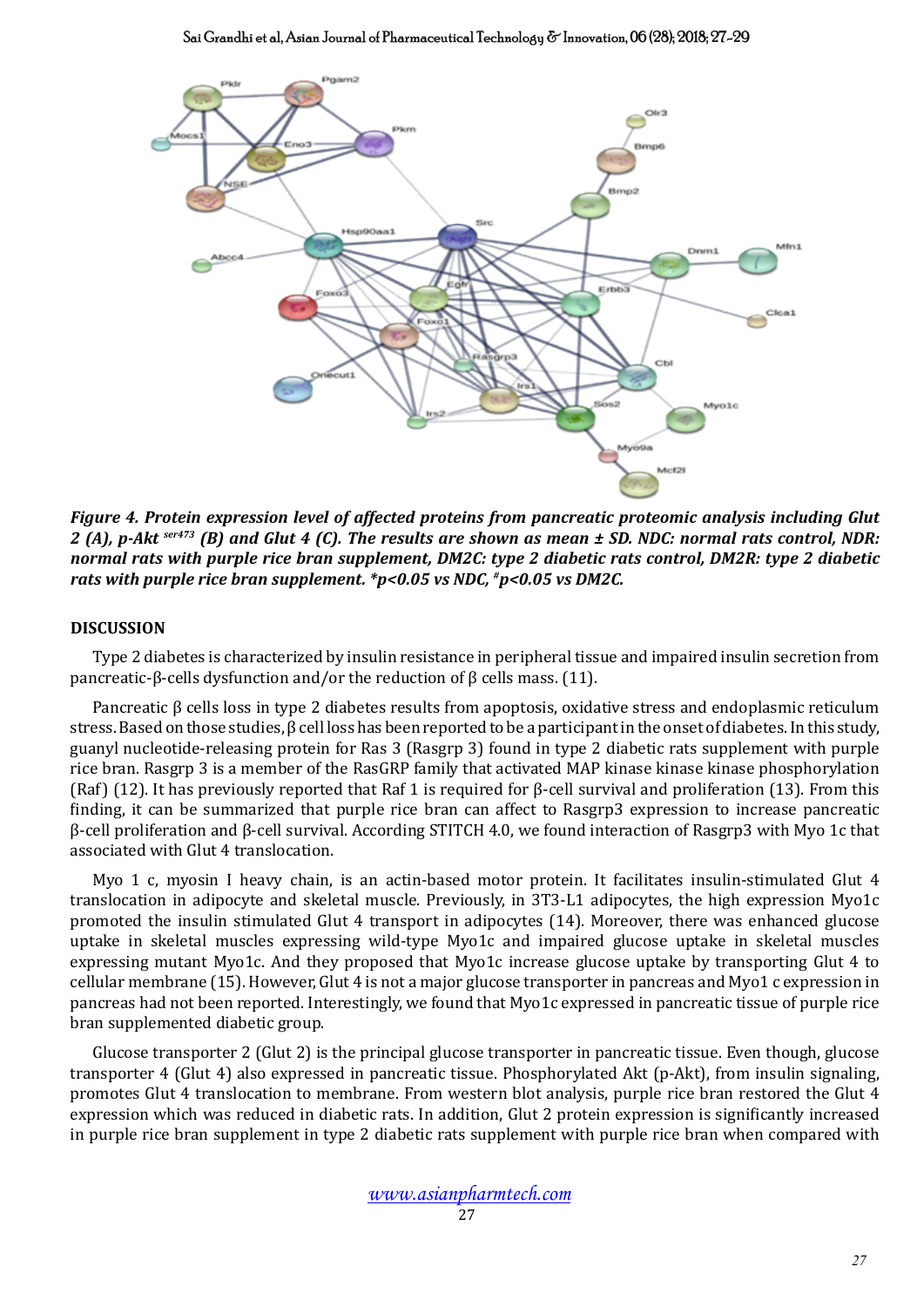Pklr

Pgam2

Mocs1

Eno3

Pkm

Olr3

Bmp6

NSE

Bmp2

Hsp90aa1

Src

Abcc4

Dnm1

Mfn1

Egfr

Foxo3

Erbb3

Clca1

Foxo1

Rasgrp3

Cbl

Onecut1

Irs1

Irs2

Sos2

Myo1c

Myo9a

Mcf2l

***Figure 4. Protein expression level of affected proteins from pancreatic proteomic analysis including Glut 2 (A), p-Akt $^{ser473}$ (B) and Glut 4 (C). The results are shown as mean ± SD. NDC: normal rats control, NDR: normal rats with purple rice bran supplement, DM2C: type 2 diabetic rats control, DM2R: type 2 diabetic rats with purple rice bran supplement. *p<0.05 vs NDC, #p<0.05 vs DM2C.***

## DISCUSSION

Type 2 diabetes is characterized by insulin resistance in peripheral tissue and impaired insulin secretion from pancreatic-β-cells dysfunction and/or the reduction of β cells mass. (11).

Pancreatic β cells loss in type 2 diabetes results from apoptosis, oxidative stress and endoplasmic reticulum stress. Based on those studies, β cell loss has been reported to be a participant in the onset of diabetes. In this study, guanyl nucleotide-releasing protein for Ras 3 (Rasgrp 3) found in type 2 diabetic rats supplement with purple rice bran. Rasgrp 3 is a member of the RasGRP family that activated MAP kinase kinase kinase phosphorylation (Raf) (12). It has previously reported that Raf 1 is required for β-cell survival and proliferation (13). From this finding, it can be summarized that purple rice bran can affect to Rasgrp3 expression to increase pancreatic β-cell proliferation and β-cell survival. According STITCH 4.0, we found interaction of Rasgrp3 with Myo 1c that associated with Glut 4 translocation.

Myo 1 c, myosin I heavy chain, is an actin-based motor protein. It facilitates insulin-stimulated Glut 4 translocation in adipocyte and skeletal muscle. Previously, in 3T3-L1 adipocytes, the high expression Myo1c promoted the insulin stimulated Glut 4 transport in adipocytes (14). Moreover, there was enhanced glucose uptake in skeletal muscles expressing wild-type Myo1c and impaired glucose uptake in skeletal muscles expressing mutant Myo1c. And they proposed that Myo1c increase glucose uptake by transporting Glut 4 to cellular membrane (15). However, Glut 4 is not a major glucose transporter in pancreas and Myo1 c expression in pancreas had not been reported. Interestingly, we found that Myo1c expressed in pancreatic tissue of purple rice bran supplemented diabetic group.

Glucose transporter 2 (Glut 2) is the principal glucose transporter in pancreatic tissue. Even though, glucose transporter 4 (Glut 4) also expressed in pancreatic tissue. Phosphorylated Akt (p-Akt), from insulin signaling, promotes Glut 4 translocation to membrane. From western blot analysis, purple rice bran restored the Glut 4 expression which was reduced in diabetic rats. In addition, Glut 2 protein expression is significantly increased in purple rice bran supplement in type 2 diabetic rats supplement with purple rice bran when compared with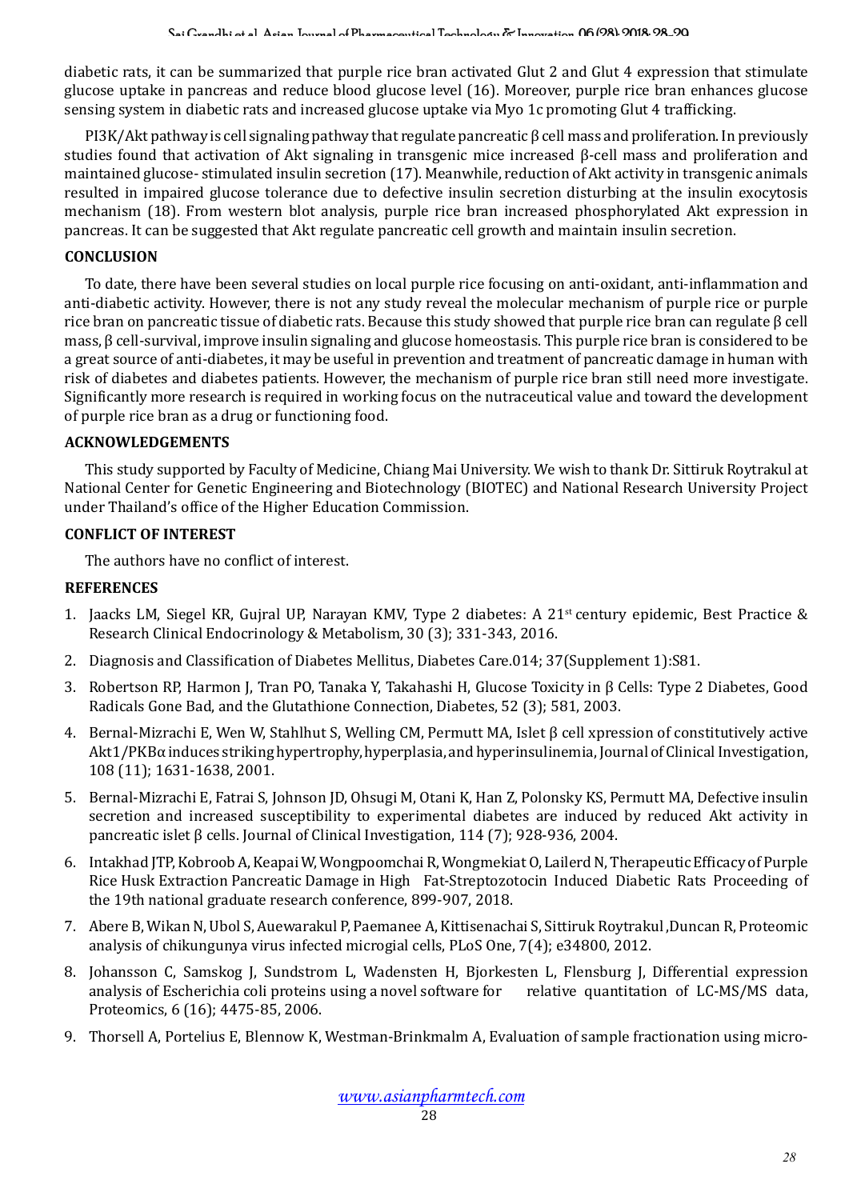diabetic rats, it can be summarized that purple rice bran activated Glut 2 and Glut 4 expression that stimulate glucose uptake in pancreas and reduce blood glucose level (16). Moreover, purple rice bran enhances glucose sensing system in diabetic rats and increased glucose uptake via Myo 1c promoting Glut 4 trafficking.

PI3K/Akt pathway is cell signaling pathway that regulate pancreatic β cell mass and proliferation. In previously studies found that activation of Akt signaling in transgenic mice increased β-cell mass and proliferation and maintained glucose- stimulated insulin secretion (17). Meanwhile, reduction of Akt activity in transgenic animals resulted in impaired glucose tolerance due to defective insulin secretion disturbing at the insulin exocytosis mechanism (18). From western blot analysis, purple rice bran increased phosphorylated Akt expression in pancreas. It can be suggested that Akt regulate pancreatic cell growth and maintain insulin secretion.

## CONCLUSION

To date, there have been several studies on local purple rice focusing on anti-oxidant, anti-inflammation and anti-diabetic activity. However, there is not any study reveal the molecular mechanism of purple rice or purple rice bran on pancreatic tissue of diabetic rats. Because this study showed that purple rice bran can regulate β cell mass, β cell-survival, improve insulin signaling and glucose homeostasis. This purple rice bran is considered to be a great source of anti-diabetes, it may be useful in prevention and treatment of pancreatic damage in human with risk of diabetes and diabetes patients. However, the mechanism of purple rice bran still need more investigate. Significantly more research is required in working focus on the nutraceutical value and toward the development of purple rice bran as a drug or functioning food.

## ACKNOWLEDGEMENTS

This study supported by Faculty of Medicine, Chiang Mai University. We wish to thank Dr. Sittiruk Roytrakul at National Center for Genetic Engineering and Biotechnology (BIOTEC) and National Research University Project under Thailand's office of the Higher Education Commission.

## CONFLICT OF INTEREST

The authors have no conflict of interest.

## REFERENCES

1. Jaacks LM, Siegel KR, Gujral UP, Narayan KMV, Type 2 diabetes: A 21st century epidemic, Best Practice & Research Clinical Endocrinology & Metabolism, 30 (3); 331-343, 2016.
2. Diagnosis and Classification of Diabetes Mellitus, Diabetes Care.014; 37(Supplement 1):S81.
3. Robertson RP, Harmon J, Tran PO, Tanaka Y, Takahashi H, Glucose Toxicity in β Cells: Type 2 Diabetes, Good Radicals Gone Bad, and the Glutathione Connection, Diabetes, 52 (3); 581, 2003.
4. Bernal-Mizrachi E, Wen W, Stahlhut S, Welling CM, Permutt MA, Islet β cell xpression of constitutively active Akt1/PKBα induces striking hypertrophy, hyperplasia, and hyperinsulinemia, Journal of Clinical Investigation, 108 (11); 1631-1638, 2001.
5. Bernal-Mizrachi E, Fatrai S, Johnson JD, Ohsugi M, Otani K, Han Z, Polonsky KS, Permutt MA, Defective insulin secretion and increased susceptibility to experimental diabetes are induced by reduced Akt activity in pancreatic islet β cells. Journal of Clinical Investigation, 114 (7); 928-936, 2004.
6. Intakhad JTP, Kobroob A, Keapai W, Wongpoomchai R, Wongmekiat O, Lailerd N, Therapeutic Efficacy of Purple Rice Husk Extraction Pancreatic Damage in High Fat-Streptozotocin Induced Diabetic Rats Proceeding of the 19th national graduate research conference, 899-907, 2018.
7. Abere B, Wikan N, Ubol S, Auewarakul P, Paemanee A, Kittisenachai S, Sittiruk Roytrakul ,Duncan R, Proteomic analysis of chikungunya virus infected microgial cells, PLoS One, 7(4); e34800, 2012.
8. Johansson C, Samskog J, Sundstrom L, Wadensten H, Bjorkesten L, Flensburg J, Differential expression analysis of Escherichia coli proteins using a novel software for relative quantitation of LC-MS/MS data, Proteomics, 6 (16); 4475-85, 2006.
9. Thorsell A, Portelius E, Blennow K, Westman-Brinkmalm A, Evaluation of sample fractionation using micro-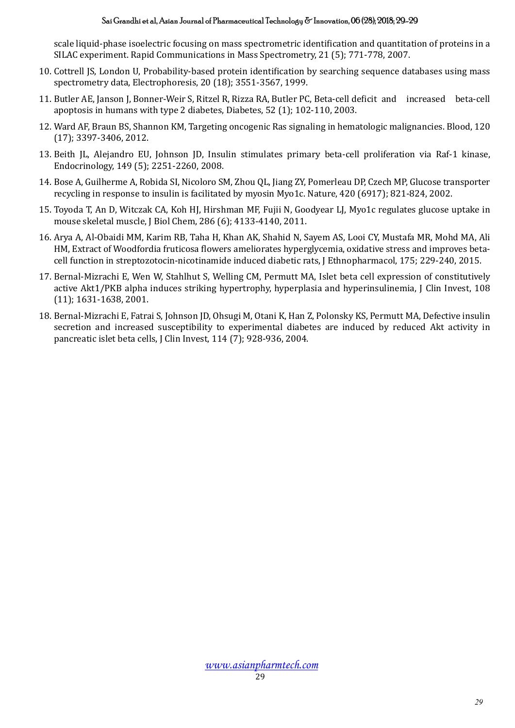scale liquid-phase isoelectric focusing on mass spectrometric identification and quantitation of proteins in a SILAC experiment. Rapid Communications in Mass Spectrometry, 21 (5); 771-778, 2007.

10. Cottrell JS, London U, Probability-based protein identification by searching sequence databases using mass spectrometry data, Electrophoresis, 20 (18); 3551-3567, 1999.
11. Butler AE, Janson J, Bonner-Weir S, Ritzel R, Rizza RA, Butler PC, Beta-cell deficit and increased beta-cell apoptosis in humans with type 2 diabetes, Diabetes, 52 (1); 102-110, 2003.
12. Ward AF, Braun BS, Shannon KM, Targeting oncogenic Ras signaling in hematologic malignancies. Blood, 120 (17); 3397-3406, 2012.
13. Beith JL, Alejandro EU, Johnson JD, Insulin stimulates primary beta-cell proliferation via Raf-1 kinase, Endocrinology, 149 (5); 2251-2260, 2008.
14. Bose A, Guilherme A, Robida SI, Nicoloro SM, Zhou QL, Jiang ZY, Pomerleau DP, Czech MP, Glucose transporter recycling in response to insulin is facilitated by myosin Myo1c. Nature, 420 (6917); 821-824, 2002.
15. Toyoda T, An D, Witczak CA, Koh HJ, Hirshman MF, Fujii N, Goodyear LJ, Myo1c regulates glucose uptake in mouse skeletal muscle, J Biol Chem, 286 (6); 4133-4140, 2011.
16. Arya A, Al-Obaidi MM, Karim RB, Taha H, Khan AK, Shahid N, Sayem AS, Looi CY, Mustafa MR, Mohd MA, Ali HM, Extract of Woodfordia fruticosa flowers ameliorates hyperglycemia, oxidative stress and improves beta-cell function in streptozotocin-nicotinamide induced diabetic rats, J Ethnopharmacol, 175; 229-240, 2015.
17. Bernal-Mizrachi E, Wen W, Stahlhut S, Welling CM, Permutt MA, Islet beta cell expression of constitutively active Akt1/PKB alpha induces striking hypertrophy, hyperplasia and hyperinsulinemia, J Clin Invest, 108 (11); 1631-1638, 2001.
18. Bernal-Mizrachi E, Fatrai S, Johnson JD, Ohsugi M, Otani K, Han Z, Polonsky KS, Permutt MA, Defective insulin secretion and increased susceptibility to experimental diabetes are induced by reduced Akt activity in pancreatic islet beta cells, J Clin Invest, 114 (7); 928-936, 2004.